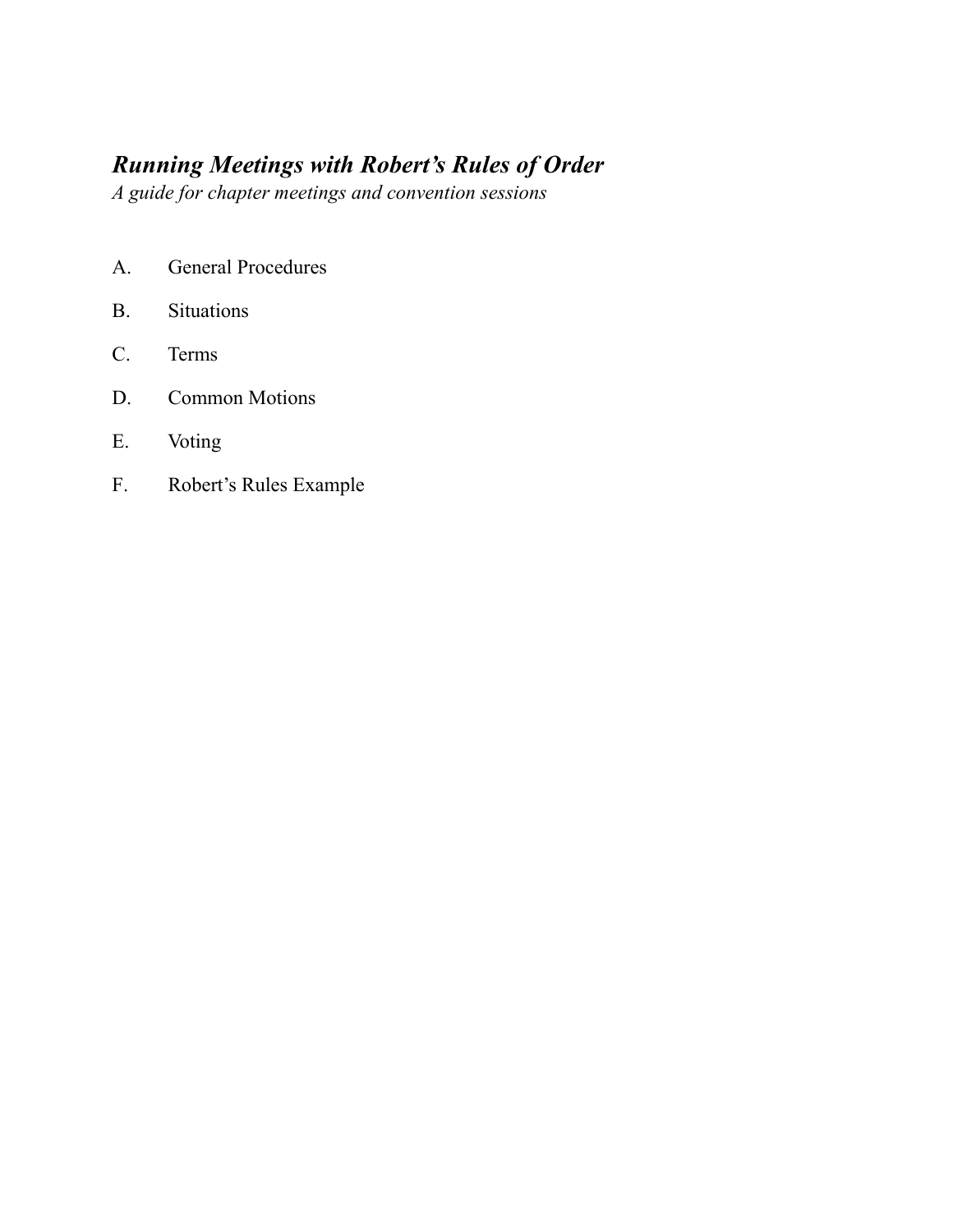# ***Running Meetings with Robert's Rules of Order***

*A guide for chapter meetings and convention sessions*

A. General Procedures

B. Situations

C. Terms

D. Common Motions

E. Voting

F. Robert's Rules Example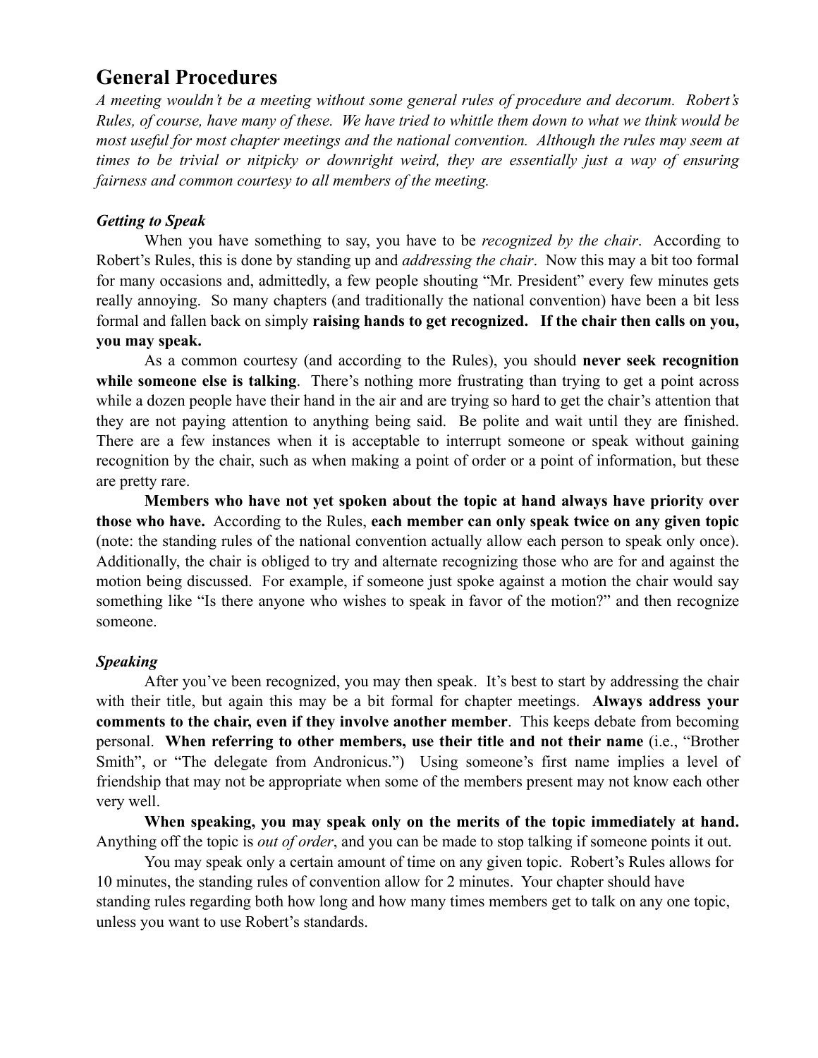## General Procedures

*A meeting wouldn't be a meeting without some general rules of procedure and decorum. Robert's Rules, of course, have many of these. We have tried to whittle them down to what we think would be most useful for most chapter meetings and the national convention. Although the rules may seem at times to be trivial or nitpicky or downright weird, they are essentially just a way of ensuring fairness and common courtesy to all members of the meeting.*

### *Getting to Speak*

When you have something to say, you have to be *recognized by the chair*. According to Robert's Rules, this is done by standing up and *addressing the chair*. Now this may a bit too formal for many occasions and, admittedly, a few people shouting "Mr. President" every few minutes gets really annoying. So many chapters (and traditionally the national convention) have been a bit less formal and fallen back on simply **raising hands to get recognized. If the chair then calls on you, you may speak.**

As a common courtesy (and according to the Rules), you should **never seek recognition while someone else is talking**. There's nothing more frustrating than trying to get a point across while a dozen people have their hand in the air and are trying so hard to get the chair's attention that they are not paying attention to anything being said. Be polite and wait until they are finished. There are a few instances when it is acceptable to interrupt someone or speak without gaining recognition by the chair, such as when making a point of order or a point of information, but these are pretty rare.

**Members who have not yet spoken about the topic at hand always have priority over those who have.** According to the Rules, **each member can only speak twice on any given topic** (note: the standing rules of the national convention actually allow each person to speak only once). Additionally, the chair is obliged to try and alternate recognizing those who are for and against the motion being discussed. For example, if someone just spoke against a motion the chair would say something like "Is there anyone who wishes to speak in favor of the motion?" and then recognize someone.

### *Speaking*

After you've been recognized, you may then speak. It's best to start by addressing the chair with their title, but again this may be a bit formal for chapter meetings. **Always address your comments to the chair, even if they involve another member**. This keeps debate from becoming personal. **When referring to other members, use their title and not their name** (i.e., "Brother Smith", or "The delegate from Andronicus.") Using someone's first name implies a level of friendship that may not be appropriate when some of the members present may not know each other very well.

**When speaking, you may speak only on the merits of the topic immediately at hand.** Anything off the topic is *out of order*, and you can be made to stop talking if someone points it out.

You may speak only a certain amount of time on any given topic. Robert's Rules allows for 10 minutes, the standing rules of convention allow for 2 minutes. Your chapter should have standing rules regarding both how long and how many times members get to talk on any one topic, unless you want to use Robert's standards.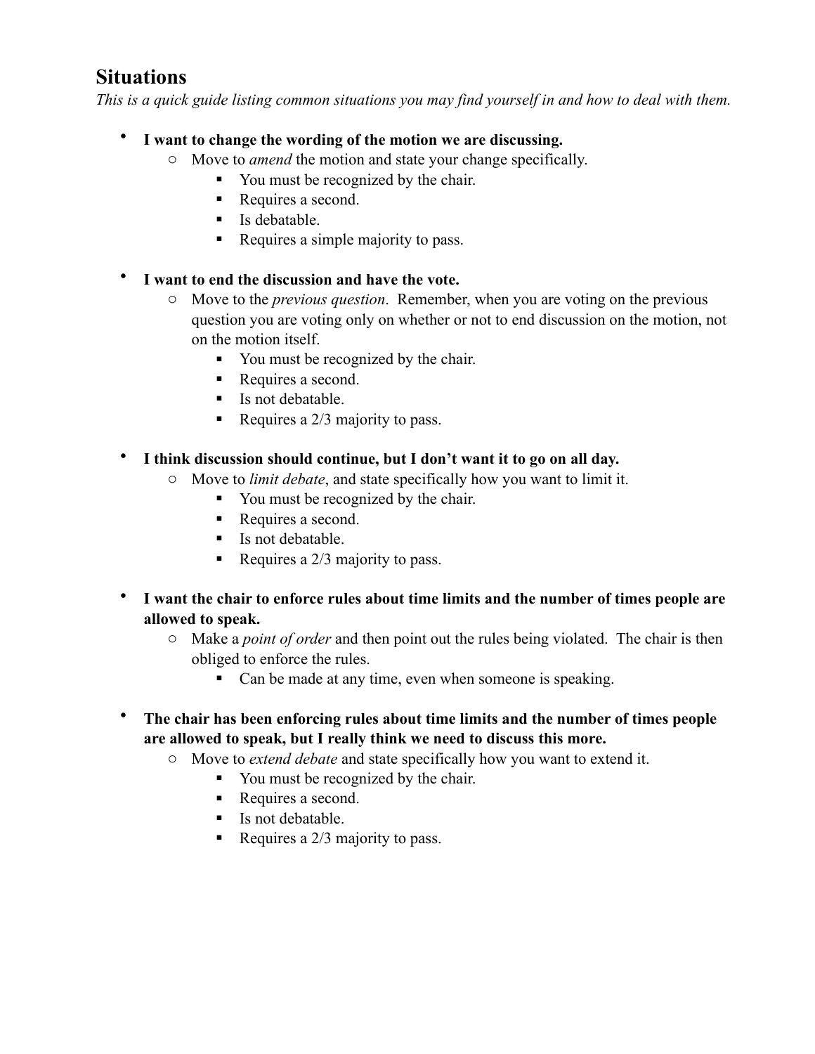## Situations

*This is a quick guide listing common situations you may find yourself in and how to deal with them.*

- **I want to change the wording of the motion we are discussing.**
  - Move to *amend* the motion and state your change specifically.
    - You must be recognized by the chair.
    - Requires a second.
    - Is debatable.
    - Requires a simple majority to pass.

- **I want to end the discussion and have the vote.**
  - Move to the *previous question*. Remember, when you are voting on the previous question you are voting only on whether or not to end discussion on the motion, not on the motion itself.
    - You must be recognized by the chair.
    - Requires a second.
    - Is not debatable.
    - Requires a 2/3 majority to pass.

- **I think discussion should continue, but I don't want it to go on all day.**
  - Move to *limit debate*, and state specifically how you want to limit it.
    - You must be recognized by the chair.
    - Requires a second.
    - Is not debatable.
    - Requires a 2/3 majority to pass.

- **I want the chair to enforce rules about time limits and the number of times people are allowed to speak.**
  - Make a *point of order* and then point out the rules being violated. The chair is then obliged to enforce the rules.
    - Can be made at any time, even when someone is speaking.

- **The chair has been enforcing rules about time limits and the number of times people are allowed to speak, but I really think we need to discuss this more.**
  - Move to *extend debate* and state specifically how you want to extend it.
    - You must be recognized by the chair.
    - Requires a second.
    - Is not debatable.
    - Requires a 2/3 majority to pass.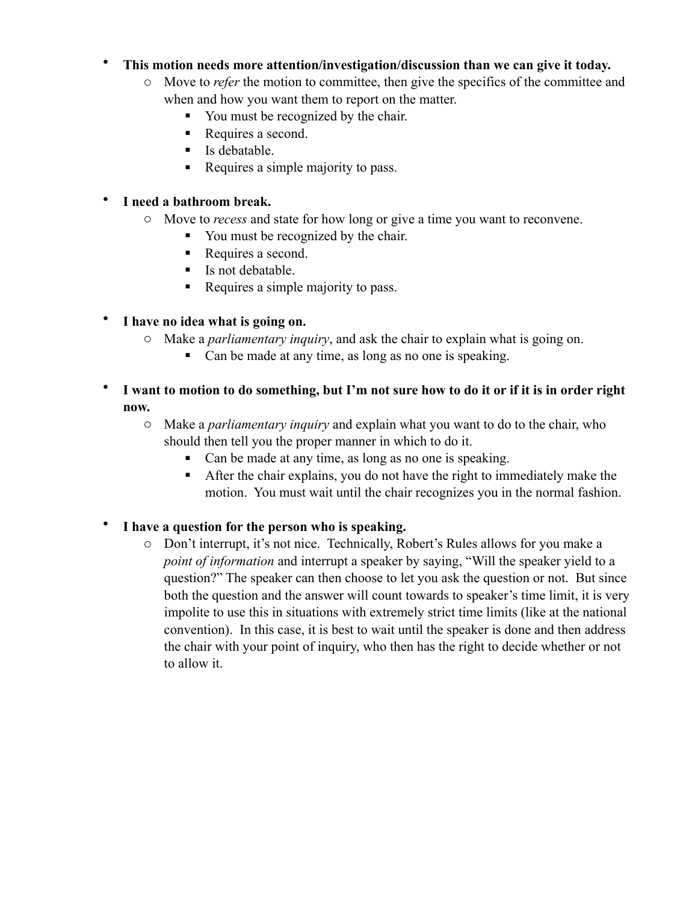- **This motion needs more attention/investigation/discussion than we can give it today.**
  - Move to *refer* the motion to committee, then give the specifics of the committee and when and how you want them to report on the matter.
    - You must be recognized by the chair.
    - Requires a second.
    - Is debatable.
    - Requires a simple majority to pass.

- **I need a bathroom break.**
  - Move to *recess* and state for how long or give a time you want to reconvene.
    - You must be recognized by the chair.
    - Requires a second.
    - Is not debatable.
    - Requires a simple majority to pass.

- **I have no idea what is going on.**
  - Make a *parliamentary inquiry*, and ask the chair to explain what is going on.
    - Can be made at any time, as long as no one is speaking.

- **I want to motion to do something, but I'm not sure how to do it or if it is in order right now.**
  - Make a *parliamentary inquiry* and explain what you want to do to the chair, who should then tell you the proper manner in which to do it.
    - Can be made at any time, as long as no one is speaking.
    - After the chair explains, you do not have the right to immediately make the motion. You must wait until the chair recognizes you in the normal fashion.

- **I have a question for the person who is speaking.**
  - Don't interrupt, it's not nice. Technically, Robert's Rules allows for you make a *point of information* and interrupt a speaker by saying, "Will the speaker yield to a question?" The speaker can then choose to let you ask the question or not. But since both the question and the answer will count towards to speaker's time limit, it is very impolite to use this in situations with extremely strict time limits (like at the national convention). In this case, it is best to wait until the speaker is done and then address the chair with your point of inquiry, who then has the right to decide whether or not to allow it.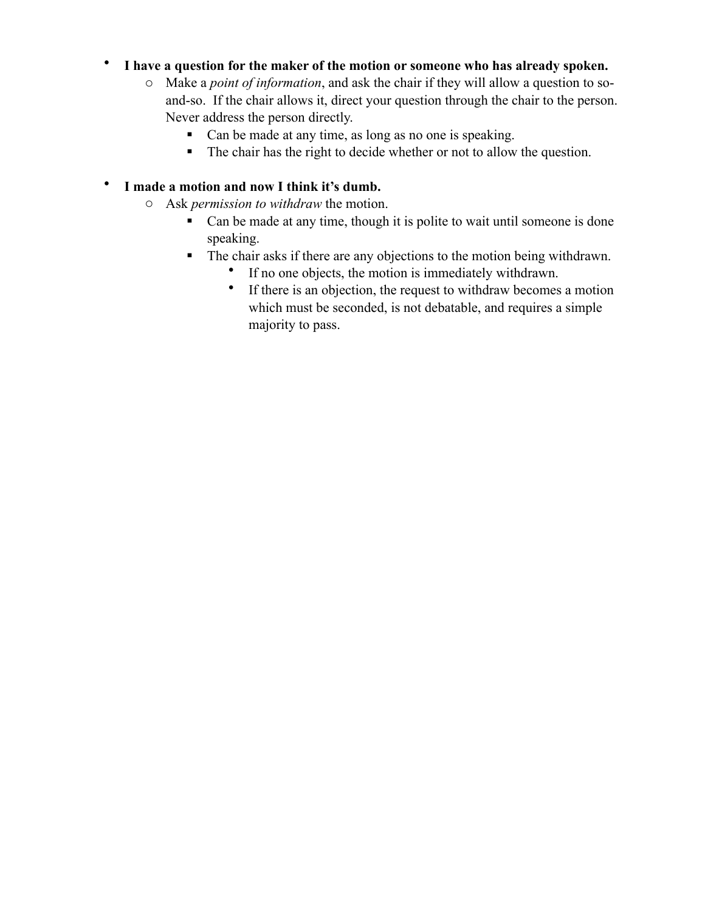- **I have a question for the maker of the motion or someone who has already spoken.**
  - Make a *point of information*, and ask the chair if they will allow a question to so-and-so. If the chair allows it, direct your question through the chair to the person. Never address the person directly.
    - Can be made at any time, as long as no one is speaking.
    - The chair has the right to decide whether or not to allow the question.

- **I made a motion and now I think it's dumb.**
  - Ask *permission to withdraw* the motion.
    - Can be made at any time, though it is polite to wait until someone is done speaking.
    - The chair asks if there are any objections to the motion being withdrawn.
      - If no one objects, the motion is immediately withdrawn.
      - If there is an objection, the request to withdraw becomes a motion which must be seconded, is not debatable, and requires a simple majority to pass.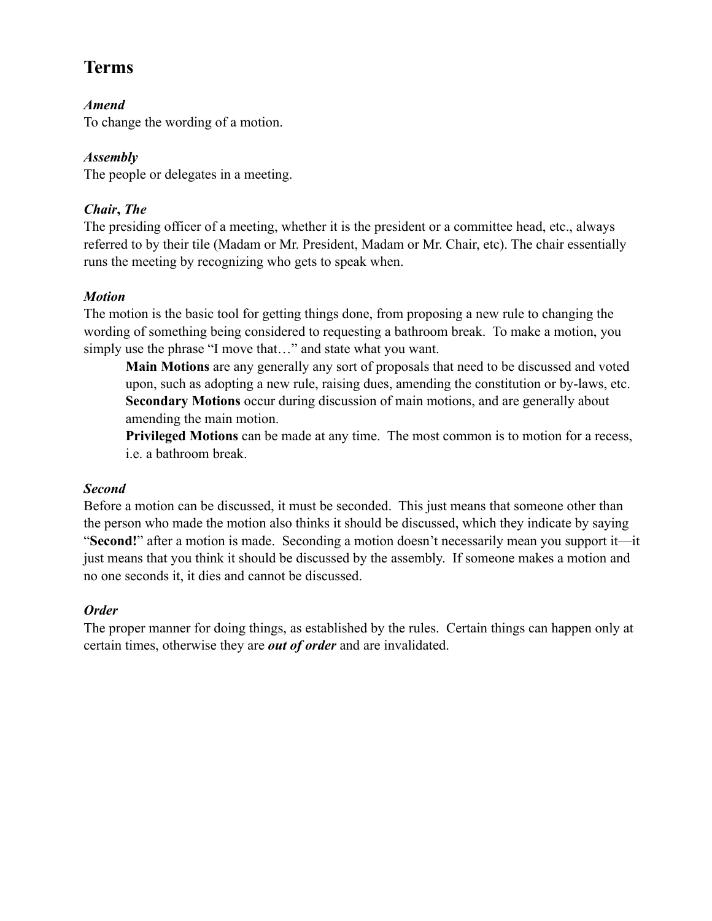## Terms

***Amend***

To change the wording of a motion.

***Assembly***

The people or delegates in a meeting.

***Chair, The***

The presiding officer of a meeting, whether it is the president or a committee head, etc., always referred to by their tile (Madam or Mr. President, Madam or Mr. Chair, etc). The chair essentially runs the meeting by recognizing who gets to speak when.

***Motion***

The motion is the basic tool for getting things done, from proposing a new rule to changing the wording of something being considered to requesting a bathroom break. To make a motion, you simply use the phrase "I move that…" and state what you want.

> **Main Motions** are any generally any sort of proposals that need to be discussed and voted upon, such as adopting a new rule, raising dues, amending the constitution or by-laws, etc.
> **Secondary Motions** occur during discussion of main motions, and are generally about amending the main motion.
> **Privileged Motions** can be made at any time. The most common is to motion for a recess, i.e. a bathroom break.

***Second***

Before a motion can be discussed, it must be seconded. This just means that someone other than the person who made the motion also thinks it should be discussed, which they indicate by saying "**Second!**" after a motion is made. Seconding a motion doesn't necessarily mean you support it—it just means that you think it should be discussed by the assembly. If someone makes a motion and no one seconds it, it dies and cannot be discussed.

***Order***

The proper manner for doing things, as established by the rules. Certain things can happen only at certain times, otherwise they are ***out of order*** and are invalidated.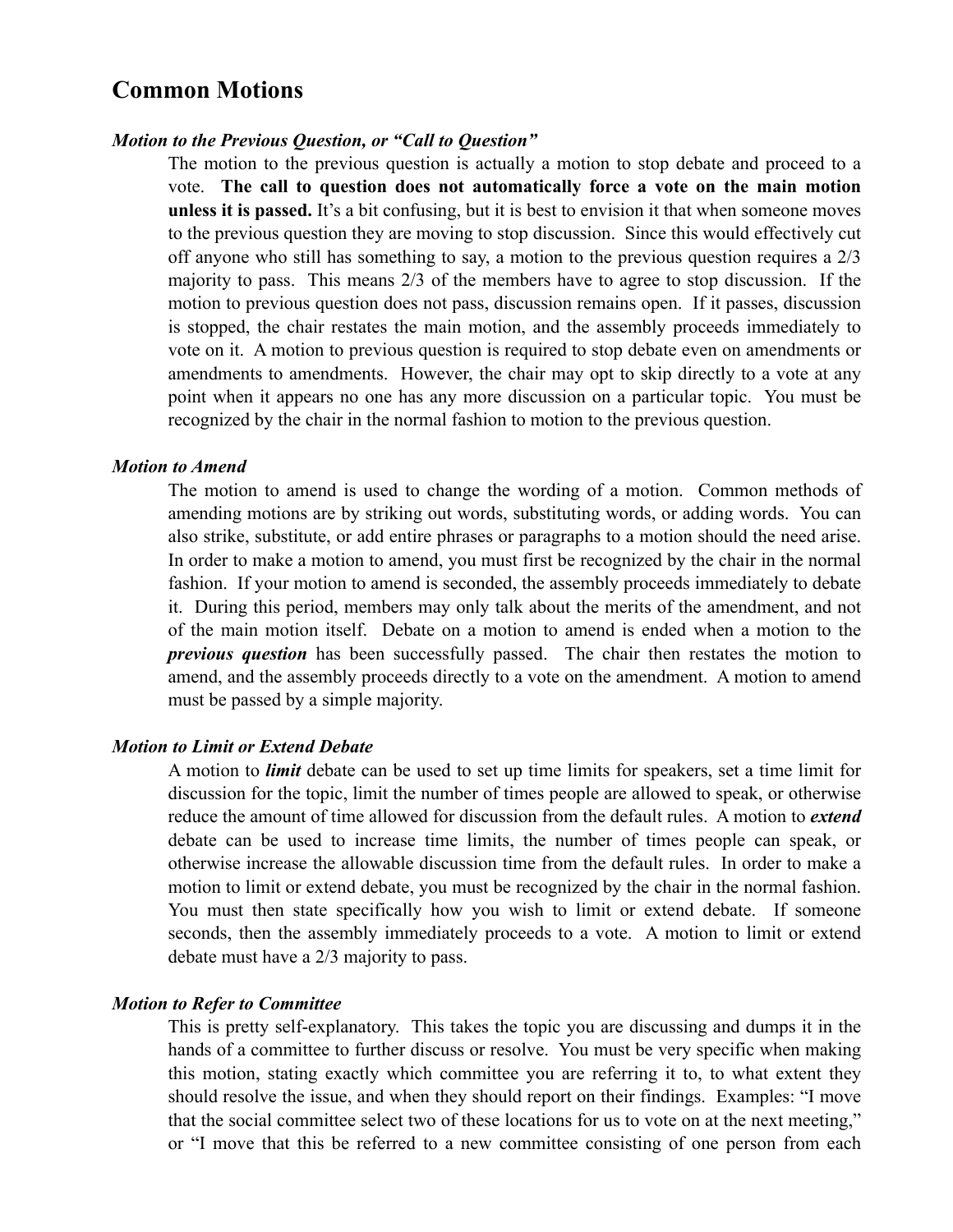## Common Motions

### *Motion to the Previous Question, or "Call to Question"*

The motion to the previous question is actually a motion to stop debate and proceed to a vote. **The call to question does not automatically force a vote on the main motion unless it is passed.** It's a bit confusing, but it is best to envision it that when someone moves to the previous question they are moving to stop discussion. Since this would effectively cut off anyone who still has something to say, a motion to the previous question requires a 2/3 majority to pass. This means 2/3 of the members have to agree to stop discussion. If the motion to previous question does not pass, discussion remains open. If it passes, discussion is stopped, the chair restates the main motion, and the assembly proceeds immediately to vote on it. A motion to previous question is required to stop debate even on amendments or amendments to amendments. However, the chair may opt to skip directly to a vote at any point when it appears no one has any more discussion on a particular topic. You must be recognized by the chair in the normal fashion to motion to the previous question.

### *Motion to Amend*

The motion to amend is used to change the wording of a motion. Common methods of amending motions are by striking out words, substituting words, or adding words. You can also strike, substitute, or add entire phrases or paragraphs to a motion should the need arise. In order to make a motion to amend, you must first be recognized by the chair in the normal fashion. If your motion to amend is seconded, the assembly proceeds immediately to debate it. During this period, members may only talk about the merits of the amendment, and not of the main motion itself. Debate on a motion to amend is ended when a motion to the ***previous question*** has been successfully passed. The chair then restates the motion to amend, and the assembly proceeds directly to a vote on the amendment. A motion to amend must be passed by a simple majority.

### *Motion to Limit or Extend Debate*

A motion to ***limit*** debate can be used to set up time limits for speakers, set a time limit for discussion for the topic, limit the number of times people are allowed to speak, or otherwise reduce the amount of time allowed for discussion from the default rules. A motion to ***extend*** debate can be used to increase time limits, the number of times people can speak, or otherwise increase the allowable discussion time from the default rules. In order to make a motion to limit or extend debate, you must be recognized by the chair in the normal fashion. You must then state specifically how you wish to limit or extend debate. If someone seconds, then the assembly immediately proceeds to a vote. A motion to limit or extend debate must have a 2/3 majority to pass.

### *Motion to Refer to Committee*

This is pretty self-explanatory. This takes the topic you are discussing and dumps it in the hands of a committee to further discuss or resolve. You must be very specific when making this motion, stating exactly which committee you are referring it to, to what extent they should resolve the issue, and when they should report on their findings. Examples: "I move that the social committee select two of these locations for us to vote on at the next meeting," or "I move that this be referred to a new committee consisting of one person from each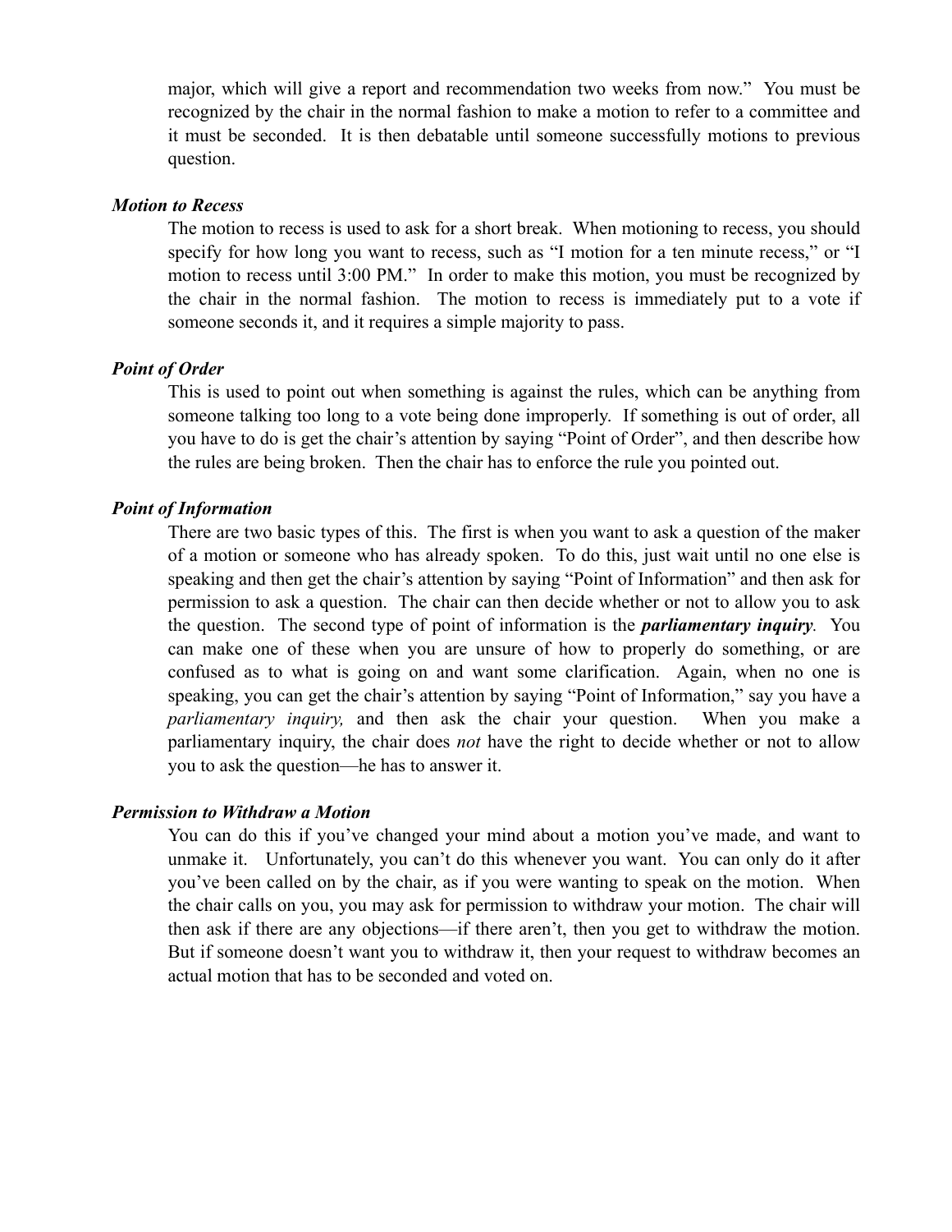major, which will give a report and recommendation two weeks from now." You must be recognized by the chair in the normal fashion to make a motion to refer to a committee and it must be seconded. It is then debatable until someone successfully motions to previous question.

***Motion to Recess***

The motion to recess is used to ask for a short break. When motioning to recess, you should specify for how long you want to recess, such as "I motion for a ten minute recess," or "I motion to recess until 3:00 PM." In order to make this motion, you must be recognized by the chair in the normal fashion. The motion to recess is immediately put to a vote if someone seconds it, and it requires a simple majority to pass.

***Point of Order***

This is used to point out when something is against the rules, which can be anything from someone talking too long to a vote being done improperly. If something is out of order, all you have to do is get the chair's attention by saying "Point of Order", and then describe how the rules are being broken. Then the chair has to enforce the rule you pointed out.

***Point of Information***

There are two basic types of this. The first is when you want to ask a question of the maker of a motion or someone who has already spoken. To do this, just wait until no one else is speaking and then get the chair's attention by saying "Point of Information" and then ask for permission to ask a question. The chair can then decide whether or not to allow you to ask the question. The second type of point of information is the ***parliamentary inquiry***. You can make one of these when you are unsure of how to properly do something, or are confused as to what is going on and want some clarification. Again, when no one is speaking, you can get the chair's attention by saying "Point of Information," say you have a *parliamentary inquiry,* and then ask the chair your question. When you make a parliamentary inquiry, the chair does *not* have the right to decide whether or not to allow you to ask the question—he has to answer it.

***Permission to Withdraw a Motion***

You can do this if you've changed your mind about a motion you've made, and want to unmake it. Unfortunately, you can't do this whenever you want. You can only do it after you've been called on by the chair, as if you were wanting to speak on the motion. When the chair calls on you, you may ask for permission to withdraw your motion. The chair will then ask if there are any objections—if there aren't, then you get to withdraw the motion. But if someone doesn't want you to withdraw it, then your request to withdraw becomes an actual motion that has to be seconded and voted on.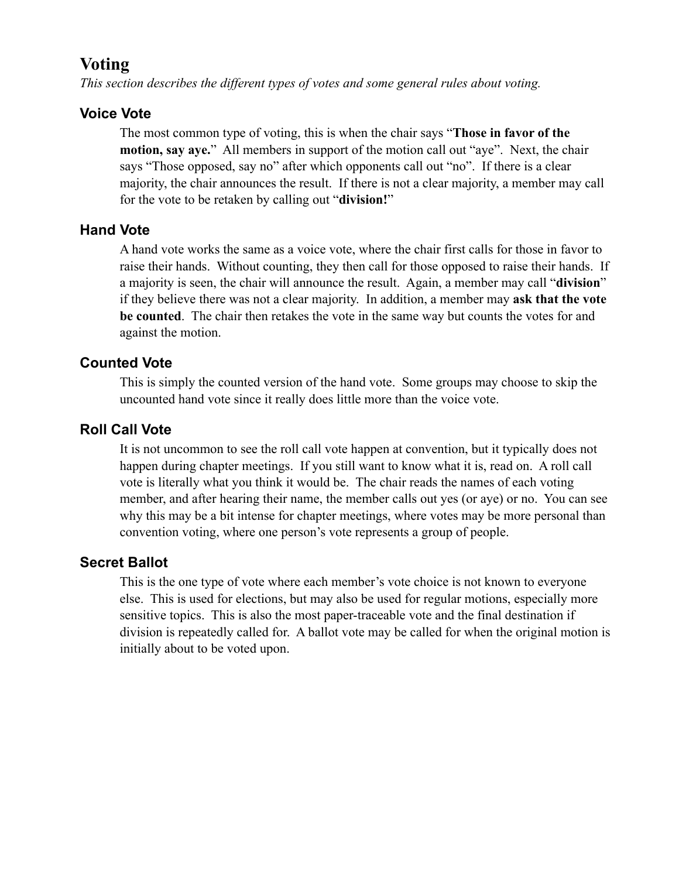# Voting

*This section describes the different types of votes and some general rules about voting.*

## Voice Vote

The most common type of voting, this is when the chair says "**Those in favor of the motion, say aye.**" All members in support of the motion call out "aye". Next, the chair says "Those opposed, say no" after which opponents call out "no". If there is a clear majority, the chair announces the result. If there is not a clear majority, a member may call for the vote to be retaken by calling out "**division!**"

## Hand Vote

A hand vote works the same as a voice vote, where the chair first calls for those in favor to raise their hands. Without counting, they then call for those opposed to raise their hands. If a majority is seen, the chair will announce the result. Again, a member may call "**division**" if they believe there was not a clear majority. In addition, a member may **ask that the vote be counted**. The chair then retakes the vote in the same way but counts the votes for and against the motion.

## Counted Vote

This is simply the counted version of the hand vote. Some groups may choose to skip the uncounted hand vote since it really does little more than the voice vote.

## Roll Call Vote

It is not uncommon to see the roll call vote happen at convention, but it typically does not happen during chapter meetings. If you still want to know what it is, read on. A roll call vote is literally what you think it would be. The chair reads the names of each voting member, and after hearing their name, the member calls out yes (or aye) or no. You can see why this may be a bit intense for chapter meetings, where votes may be more personal than convention voting, where one person's vote represents a group of people.

## Secret Ballot

This is the one type of vote where each member's vote choice is not known to everyone else. This is used for elections, but may also be used for regular motions, especially more sensitive topics. This is also the most paper-traceable vote and the final destination if division is repeatedly called for. A ballot vote may be called for when the original motion is initially about to be voted upon.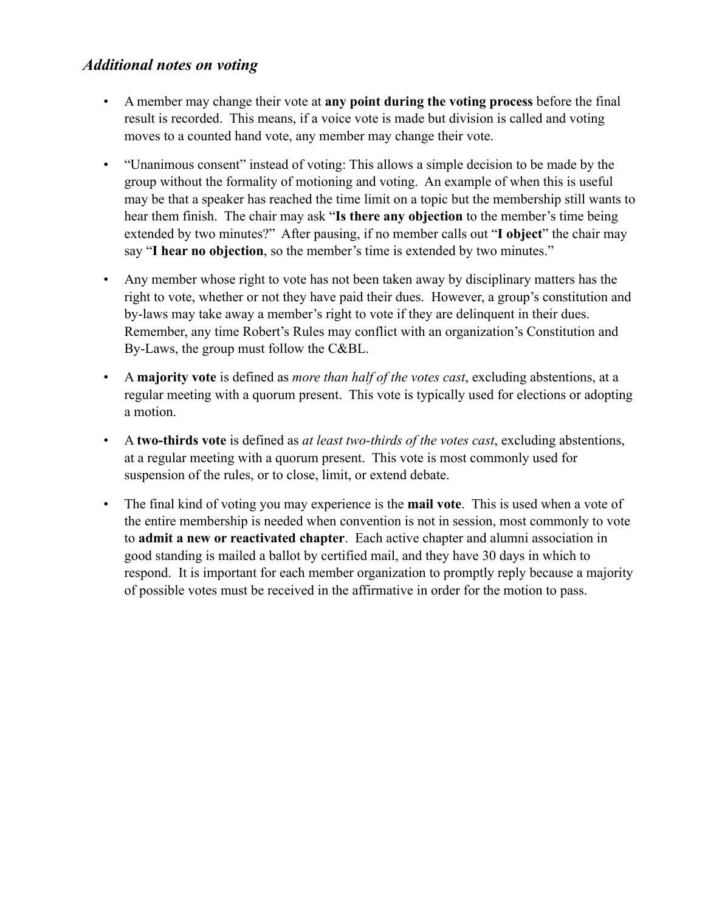### *Additional notes on voting*

- A member may change their vote at **any point during the voting process** before the final result is recorded. This means, if a voice vote is made but division is called and voting moves to a counted hand vote, any member may change their vote.

- "Unanimous consent" instead of voting: This allows a simple decision to be made by the group without the formality of motioning and voting. An example of when this is useful may be that a speaker has reached the time limit on a topic but the membership still wants to hear them finish. The chair may ask "**Is there any objection** to the member's time being extended by two minutes?" After pausing, if no member calls out "**I object**" the chair may say "**I hear no objection**, so the member's time is extended by two minutes."

- Any member whose right to vote has not been taken away by disciplinary matters has the right to vote, whether or not they have paid their dues. However, a group's constitution and by-laws may take away a member's right to vote if they are delinquent in their dues. Remember, any time Robert's Rules may conflict with an organization's Constitution and By-Laws, the group must follow the C&BL.

- A **majority vote** is defined as *more than half of the votes cast*, excluding abstentions, at a regular meeting with a quorum present. This vote is typically used for elections or adopting a motion.

- A **two-thirds vote** is defined as *at least two-thirds of the votes cast*, excluding abstentions, at a regular meeting with a quorum present. This vote is most commonly used for suspension of the rules, or to close, limit, or extend debate.

- The final kind of voting you may experience is the **mail vote**. This is used when a vote of the entire membership is needed when convention is not in session, most commonly to vote to **admit a new or reactivated chapter**. Each active chapter and alumni association in good standing is mailed a ballot by certified mail, and they have 30 days in which to respond. It is important for each member organization to promptly reply because a majority of possible votes must be received in the affirmative in order for the motion to pass.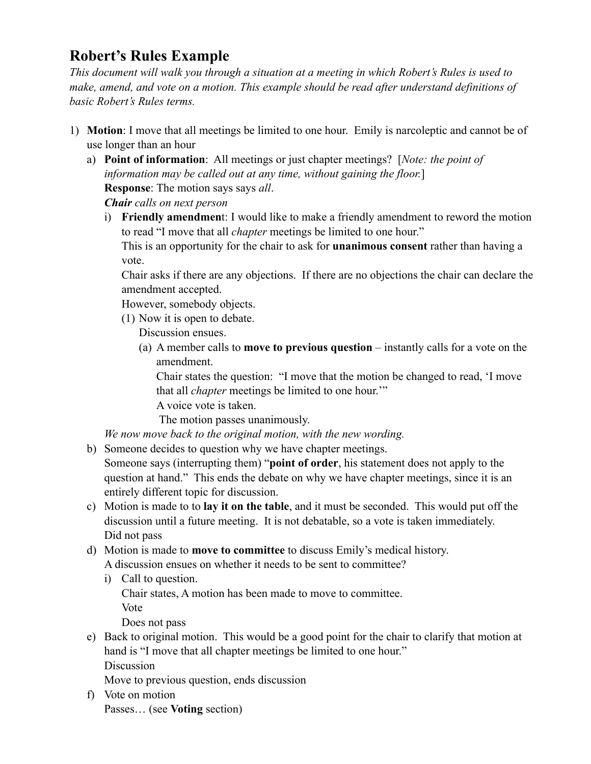## Robert's Rules Example

*This document will walk you through a situation at a meeting in which Robert's Rules is used to make, amend, and vote on a motion. This example should be read after understand definitions of basic Robert's Rules terms.*

1) **Motion**: I move that all meetings be limited to one hour. Emily is narcoleptic and cannot be of use longer than an hour
   a) **Point of information**: All meetings or just chapter meetings? [*Note: the point of information may be called out at any time, without gaining the floor.*]
      **Response**: The motion says says *all*.
      ***Chair*** *calls on next person*
      i) **Friendly amendment**: I would like to make a friendly amendment to reword the motion to read "I move that all *chapter* meetings be limited to one hour."
         This is an opportunity for the chair to ask for **unanimous consent** rather than having a vote.
         Chair asks if there are any objections. If there are no objections the chair can declare the amendment accepted.
         However, somebody objects.
         (1) Now it is open to debate.
             Discussion ensues.
             (a) A member calls to **move to previous question** – instantly calls for a vote on the amendment.
                 Chair states the question: "I move that the motion be changed to read, 'I move that all *chapter* meetings be limited to one hour.'"
                 A voice vote is taken.
                 The motion passes unanimously.

      *We now move back to the original motion, with the new wording.*
   b) Someone decides to question why we have chapter meetings.
      Someone says (interrupting them) "**point of order**, his statement does not apply to the question at hand." This ends the debate on why we have chapter meetings, since it is an entirely different topic for discussion.
   c) Motion is made to to **lay it on the table**, and it must be seconded. This would put off the discussion until a future meeting. It is not debatable, so a vote is taken immediately.
      Did not pass
   d) Motion is made to **move to committee** to discuss Emily's medical history.
      A discussion ensues on whether it needs to be sent to committee?
      i) Call to question.
         Chair states, A motion has been made to move to committee.
         Vote
         Does not pass
   e) Back to original motion. This would be a good point for the chair to clarify that motion at hand is "I move that all chapter meetings be limited to one hour."
      Discussion
      Move to previous question, ends discussion
   f) Vote on motion
      Passes… (see **Voting** section)